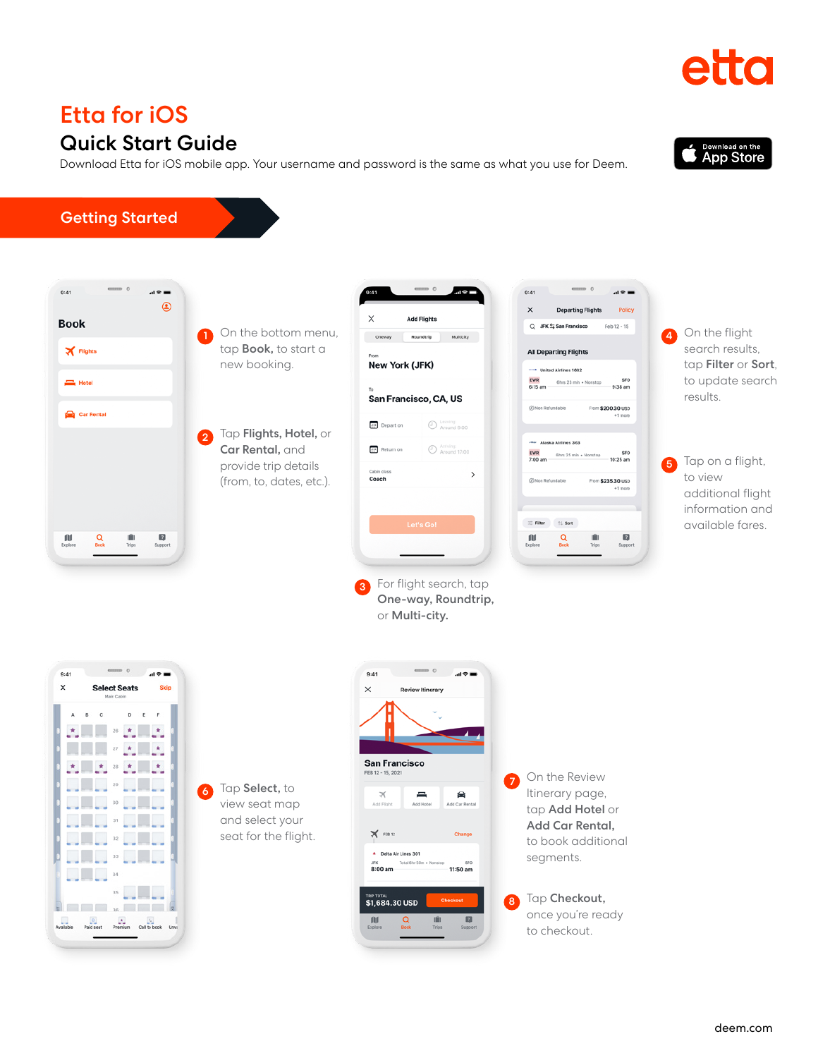etta

# Etta for iOS

## Quick Start Guide

Download Etta for iOS mobile app. Your username and password is the same as what you use for Deem.

Download on the App Store

## Getting Started

1. On the bottom menu, tap **Book**, to start a new booking.

2. Tap **Flights, Hotel,** or **Car Rental,** and provide trip details (from, to, dates, etc.).

3. For flight search, tap **One-way, Roundtrip,** or **Multi-city.**

4. On the flight search results, tap **Filter** or **Sort**, to update search results.

5. Tap on a flight, to view additional flight information and available fares.

6. Tap **Select,** to view seat map and select your seat for the flight.

7. On the Review Itinerary page, tap **Add Hotel** or **Add Car Rental,** to book additional segments.

8. Tap **Checkout,** once you're ready to checkout.

deem.com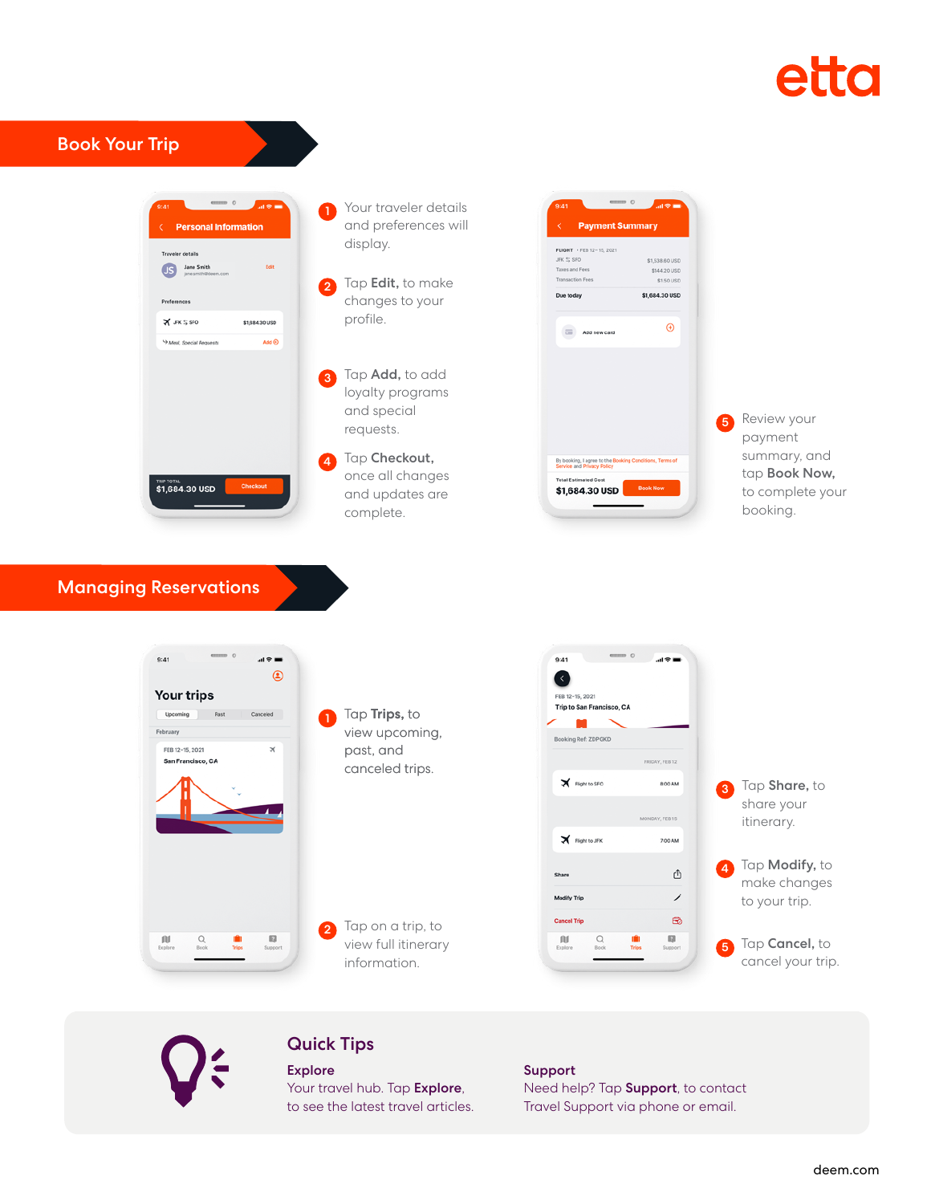etta

## Book Your Trip

1. Your traveler details and preferences will display.
2. Tap **Edit,** to make changes to your profile.
3. Tap **Add,** to add loyalty programs and special requests.
4. Tap **Checkout,** once all changes and updates are complete.
5. Review your payment summary, and tap **Book Now,** to complete your booking.

## Managing Reservations

1. Tap **Trips,** to view upcoming, past, and canceled trips.
2. Tap on a trip, to view full itinerary information.
3. Tap **Share,** to share your itinerary.
4. Tap **Modify,** to make changes to your trip.
5. Tap **Cancel,** to cancel your trip.

### Quick Tips

**Explore**
Your travel hub. Tap **Explore**, to see the latest travel articles.

**Support**
Need help? Tap **Support**, to contact Travel Support via phone or email.

deem.com